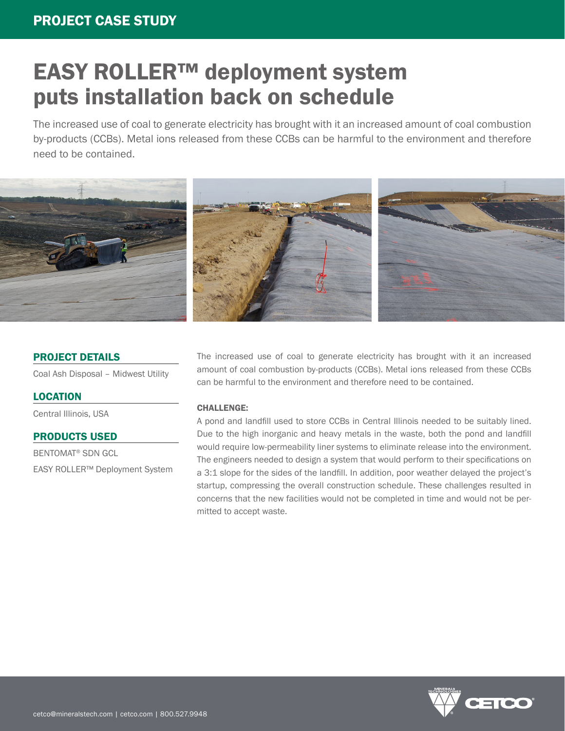PROJECT CASE STUDY

# EASY ROLLER™ deployment system puts installation back on schedule

The increased use of coal to generate electricity has brought with it an increased amount of coal combustion by-products (CCBs). Metal ions released from these CCBs can be harmful to the environment and therefore need to be contained.

## PROJECT DETAILS

Coal Ash Disposal – Midwest Utility

## LOCATION

Central Illinois, USA

## PRODUCTS USED

BENTOMAT® SDN GCL

EASY ROLLER™ Deployment System

The increased use of coal to generate electricity has brought with it an increased amount of coal combustion by-products (CCBs). Metal ions released from these CCBs can be harmful to the environment and therefore need to be contained.

**CHALLENGE:**

A pond and landfill used to store CCBs in Central Illinois needed to be suitably lined. Due to the high inorganic and heavy metals in the waste, both the pond and landfill would require low-permeability liner systems to eliminate release into the environment. The engineers needed to design a system that would perform to their specifications on a 3:1 slope for the sides of the landfill. In addition, poor weather delayed the project's startup, compressing the overall construction schedule. These challenges resulted in concerns that the new facilities would not be completed in time and would not be permitted to accept waste.

cetco@mineralstech.com | cetco.com | 800.527.9948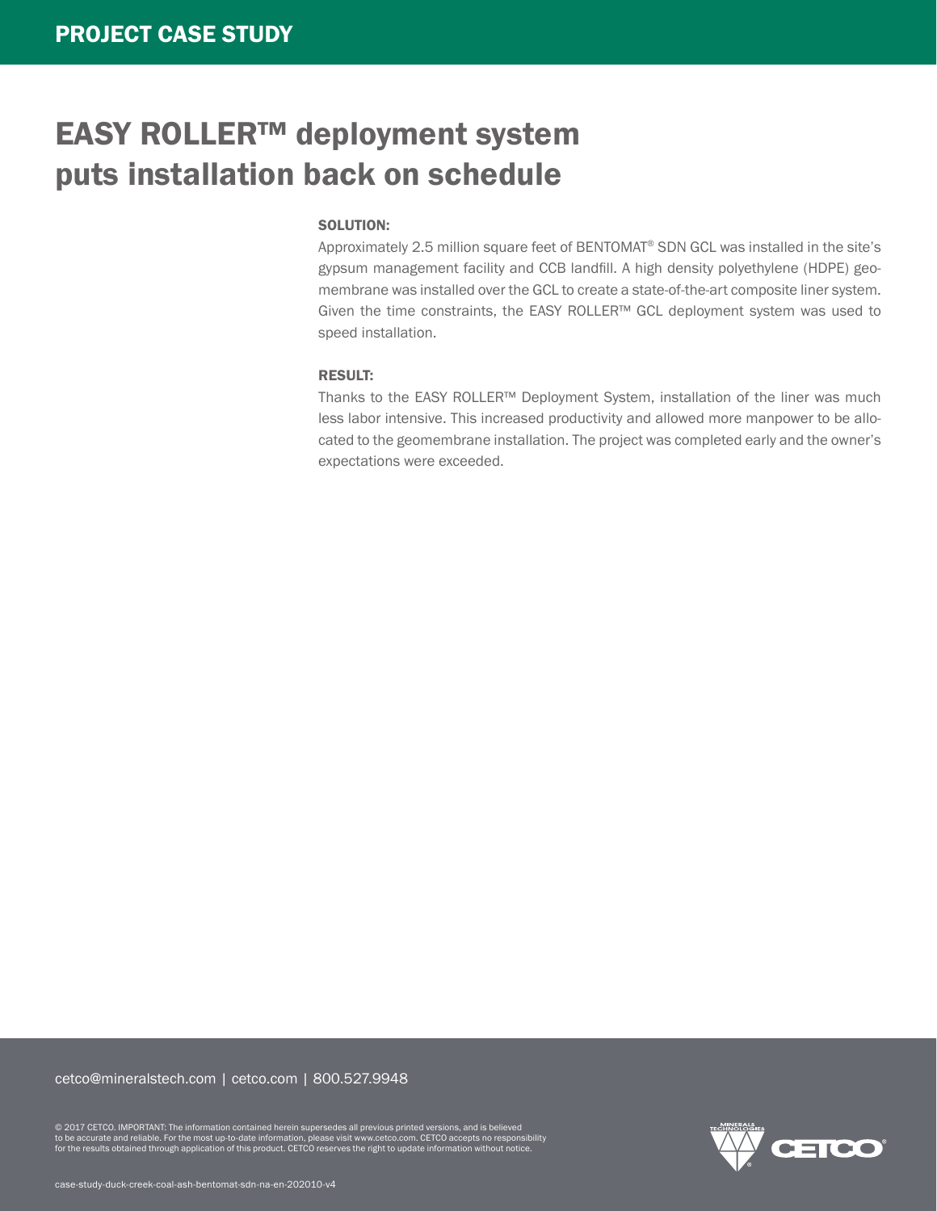# EASY ROLLER™ deployment system puts installation back on schedule

### SOLUTION:

Approximately 2.5 million square feet of BENTOMAT® SDN GCL was installed in the site's gypsum management facility and CCB landfill. A high density polyethylene (HDPE) geomembrane was installed over the GCL to create a state-of-the-art composite liner system. Given the time constraints, the EASY ROLLER™ GCL deployment system was used to speed installation.

### RESULT:

Thanks to the EASY ROLLER™ Deployment System, installation of the liner was much less labor intensive. This increased productivity and allowed more manpower to be allocated to the geomembrane installation. The project was completed early and the owner's expectations were exceeded.

cetco@mineralstech.com | cetco.com | 800.527.9948

© 2017 CETCO. IMPORTANT: The information contained herein supersedes all previous printed versions, and is believed to be accurate and reliable. For the most up-to-date information, please visit www.cetco.com. CETCO accepts no responsibility for the results obtained through application of this product. CETCO reserves the right to update information without notice.

case-study-duck-creek-coal-ash-bentomat-sdn-na-en-202010-v4